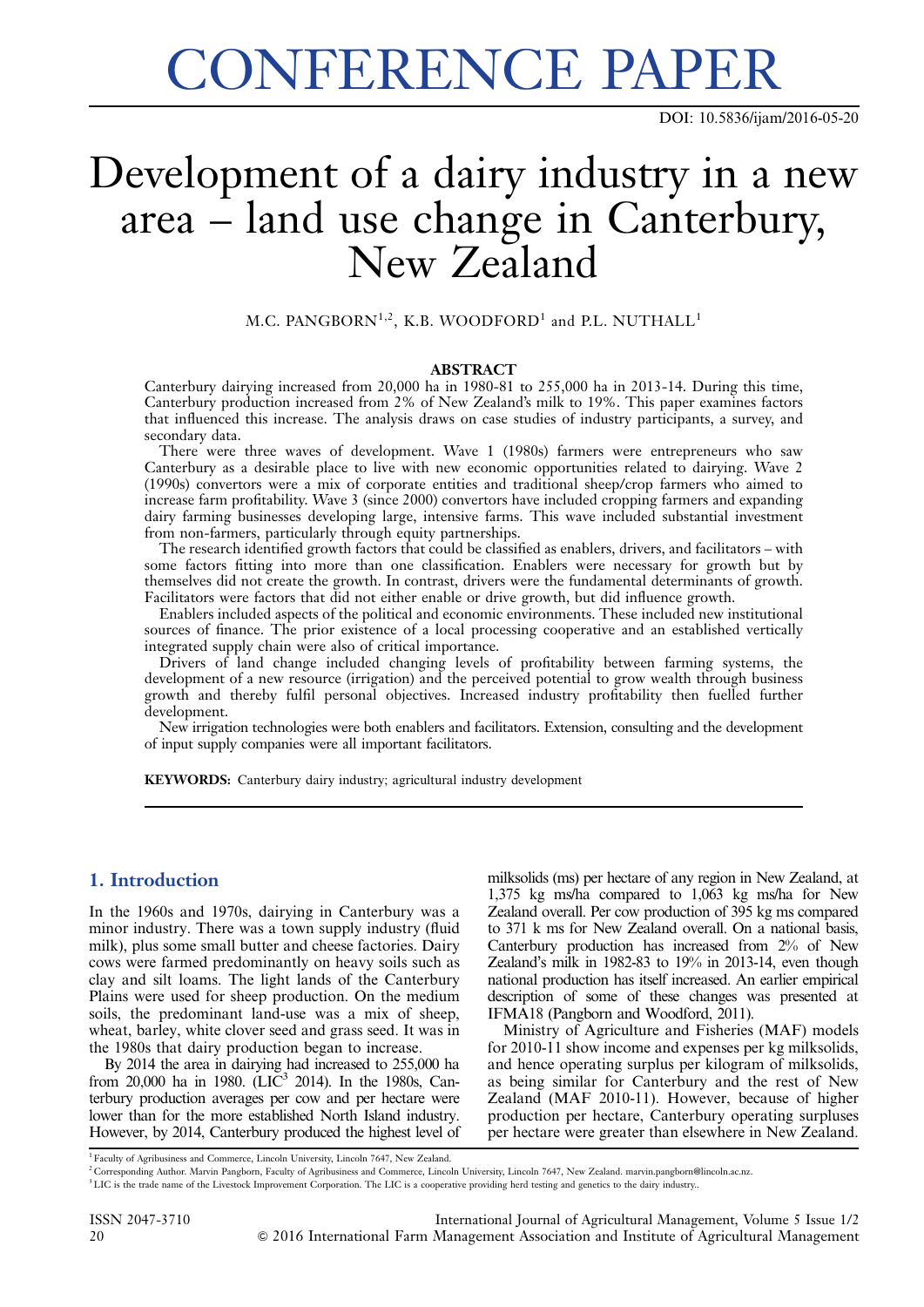# CONFERENCE PAPER

DOI: 10.5836/ijam/2016-05-20

# Development of a dairy industry in a new area – land use change in Canterbury, New Zealand

M.C. PANGBORN[1,2], K.B. WOODFORD[1] and P.L. NUTHALL[1]

## ABSTRACT

Canterbury dairying increased from 20,000 ha in 1980-81 to 255,000 ha in 2013-14. During this time, Canterbury production increased from 2% of New Zealand's milk to 19%. This paper examines factors that influenced this increase. The analysis draws on case studies of industry participants, a survey, and secondary data.

There were three waves of development. Wave 1 (1980s) farmers were entrepreneurs who saw Canterbury as a desirable place to live with new economic opportunities related to dairying. Wave 2 (1990s) convertors were a mix of corporate entities and traditional sheep/crop farmers who aimed to increase farm profitability. Wave 3 (since 2000) convertors have included cropping farmers and expanding dairy farming businesses developing large, intensive farms. This wave included substantial investment from non-farmers, particularly through equity partnerships.

The research identified growth factors that could be classified as enablers, drivers, and facilitators – with some factors fitting into more than one classification. Enablers were necessary for growth but by themselves did not create the growth. In contrast, drivers were the fundamental determinants of growth. Facilitators were factors that did not either enable or drive growth, but did influence growth.

Enablers included aspects of the political and economic environments. These included new institutional sources of finance. The prior existence of a local processing cooperative and an established vertically integrated supply chain were also of critical importance.

Drivers of land change included changing levels of profitability between farming systems, the development of a new resource (irrigation) and the perceived potential to grow wealth through business growth and thereby fulfil personal objectives. Increased industry profitability then fuelled further development.

New irrigation technologies were both enablers and facilitators. Extension, consulting and the development of input supply companies were all important facilitators.

**KEYWORDS:** Canterbury dairy industry; agricultural industry development

## 1. Introduction

In the 1960s and 1970s, dairying in Canterbury was a minor industry. There was a town supply industry (fluid milk), plus some small butter and cheese factories. Dairy cows were farmed predominantly on heavy soils such as clay and silt loams. The light lands of the Canterbury Plains were used for sheep production. On the medium soils, the predominant land-use was a mix of sheep, wheat, barley, white clover seed and grass seed. It was in the 1980s that dairy production began to increase.

By 2014 the area in dairying had increased to 255,000 ha from 20,000 ha in 1980. (LIC[3] 2014). In the 1980s, Canterbury production averages per cow and per hectare were lower than for the more established North Island industry. However, by 2014, Canterbury produced the highest level of milksolids (ms) per hectare of any region in New Zealand, at 1,375 kg ms/ha compared to 1,063 kg ms/ha for New Zealand overall. Per cow production of 395 kg ms compared to 371 k ms for New Zealand overall. On a national basis, Canterbury production has increased from 2% of New Zealand's milk in 1982-83 to 19% in 2013-14, even though national production has itself increased. An earlier empirical description of some of these changes was presented at IFMA18 (Pangborn and Woodford, 2011).

Ministry of Agriculture and Fisheries (MAF) models for 2010-11 show income and expenses per kg milksolids, and hence operating surplus per kilogram of milksolids, as being similar for Canterbury and the rest of New Zealand (MAF 2010-11). However, because of higher production per hectare, Canterbury operating surpluses per hectare were greater than elsewhere in New Zealand.

[1] Faculty of Agribusiness and Commerce, Lincoln University, Lincoln 7647, New Zealand.

[2] Corresponding Author. Marvin Pangborn, Faculty of Agribusiness and Commerce, Lincoln University, Lincoln 7647, New Zealand. marvin.pangborn@lincoln.ac.nz.

[3] LIC is the trade name of the Livestock Improvement Corporation. The LIC is a cooperative providing herd testing and genetics to the dairy industry..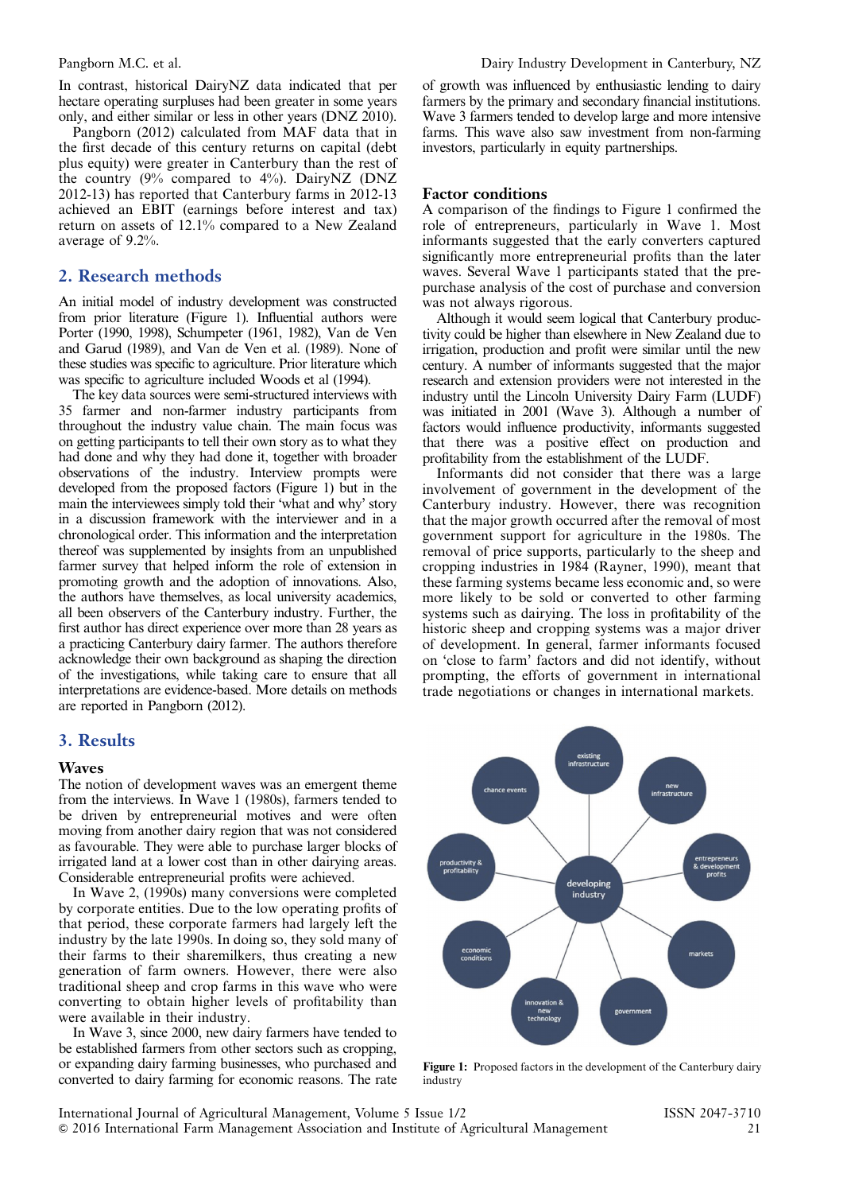In contrast, historical DairyNZ data indicated that per hectare operating surpluses had been greater in some years only, and either similar or less in other years (DNZ 2010).

Pangborn (2012) calculated from MAF data that in the first decade of this century returns on capital (debt plus equity) were greater in Canterbury than the rest of the country (9% compared to 4%). DairyNZ (DNZ 2012-13) has reported that Canterbury farms in 2012-13 achieved an EBIT (earnings before interest and tax) return on assets of 12.1% compared to a New Zealand average of 9.2%.

## 2. Research methods

An initial model of industry development was constructed from prior literature (Figure 1). Influential authors were Porter (1990, 1998), Schumpeter (1961, 1982), Van de Ven and Garud (1989), and Van de Ven et al. (1989). None of these studies was specific to agriculture. Prior literature which was specific to agriculture included Woods et al (1994).

The key data sources were semi-structured interviews with 35 farmer and non-farmer industry participants from throughout the industry value chain. The main focus was on getting participants to tell their own story as to what they had done and why they had done it, together with broader observations of the industry. Interview prompts were developed from the proposed factors (Figure 1) but in the main the interviewees simply told their 'what and why' story in a discussion framework with the interviewer and in a chronological order. This information and the interpretation thereof was supplemented by insights from an unpublished farmer survey that helped inform the role of extension in promoting growth and the adoption of innovations. Also, the authors have themselves, as local university academics, all been observers of the Canterbury industry. Further, the first author has direct experience over more than 28 years as a practicing Canterbury dairy farmer. The authors therefore acknowledge their own background as shaping the direction of the investigations, while taking care to ensure that all interpretations are evidence-based. More details on methods are reported in Pangborn (2012).

## 3. Results

### Waves

The notion of development waves was an emergent theme from the interviews. In Wave 1 (1980s), farmers tended to be driven by entrepreneurial motives and were often moving from another dairy region that was not considered as favourable. They were able to purchase larger blocks of irrigated land at a lower cost than in other dairying areas. Considerable entrepreneurial profits were achieved.

In Wave 2, (1990s) many conversions were completed by corporate entities. Due to the low operating profits of that period, these corporate farmers had largely left the industry by the late 1990s. In doing so, they sold many of their farms to their sharemilkers, thus creating a new generation of farm owners. However, there were also traditional sheep and crop farms in this wave who were converting to obtain higher levels of profitability than were available in their industry.

In Wave 3, since 2000, new dairy farmers have tended to be established farmers from other sectors such as cropping, or expanding dairy farming businesses, who purchased and converted to dairy farming for economic reasons. The rate of growth was influenced by enthusiastic lending to dairy farmers by the primary and secondary financial institutions. Wave 3 farmers tended to develop large and more intensive farms. This wave also saw investment from non-farming investors, particularly in equity partnerships.

### Factor conditions

A comparison of the findings to Figure 1 confirmed the role of entrepreneurs, particularly in Wave 1. Most informants suggested that the early converters captured significantly more entrepreneurial profits than the later waves. Several Wave 1 participants stated that the pre-purchase analysis of the cost of purchase and conversion was not always rigorous.

Although it would seem logical that Canterbury productivity could be higher than elsewhere in New Zealand due to irrigation, production and profit were similar until the new century. A number of informants suggested that the major research and extension providers were not interested in the industry until the Lincoln University Dairy Farm (LUDF) was initiated in 2001 (Wave 3). Although a number of factors would influence productivity, informants suggested that there was a positive effect on production and profitability from the establishment of the LUDF.

Informants did not consider that there was a large involvement of government in the development of the Canterbury industry. However, there was recognition that the major growth occurred after the removal of most government support for agriculture in the 1980s. The removal of price supports, particularly to the sheep and cropping industries in 1984 (Rayner, 1990), meant that these farming systems became less economic and, so were more likely to be sold or converted to other farming systems such as dairying. The loss in profitability of the historic sheep and cropping systems was a major driver of development. In general, farmer informants focused on 'close to farm' factors and did not identify, without prompting, the efforts of government in international trade negotiations or changes in international markets.

**Figure 1:** Proposed factors in the development of the Canterbury dairy industry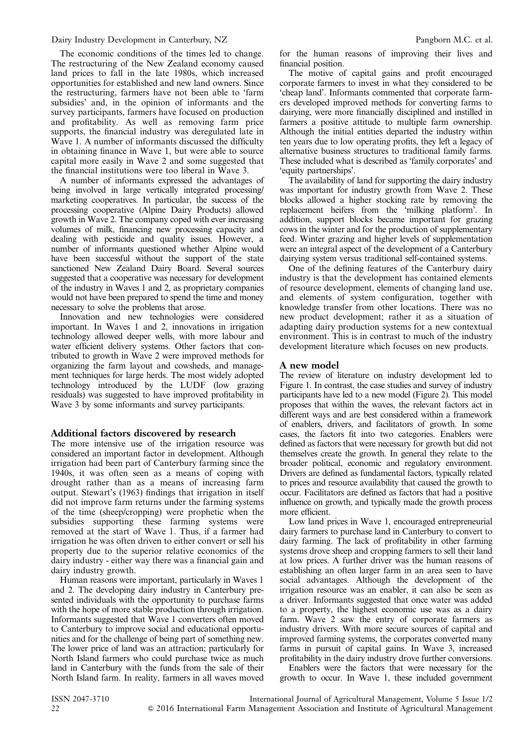The economic conditions of the times led to change. The restructuring of the New Zealand economy caused land prices to fall in the late 1980s, which increased opportunities for established and new land owners. Since the restructuring, farmers have not been able to 'farm subsidies' and, in the opinion of informants and the survey participants, farmers have focused on production and profitability. As well as removing farm price supports, the financial industry was deregulated late in Wave 1. A number of informants discussed the difficulty in obtaining finance in Wave 1, but were able to source capital more easily in Wave 2 and some suggested that the financial institutions were too liberal in Wave 3.

A number of informants expressed the advantages of being involved in large vertically integrated processing/marketing cooperatives. In particular, the success of the processing cooperative (Alpine Dairy Products) allowed growth in Wave 2. The company coped with ever increasing volumes of milk, financing new processing capacity and dealing with pesticide and quality issues. However, a number of informants questioned whether Alpine would have been successful without the support of the state sanctioned New Zealand Dairy Board. Several sources suggested that a cooperative was necessary for development of the industry in Waves 1 and 2, as proprietary companies would not have been prepared to spend the time and money necessary to solve the problems that arose.

Innovation and new technologies were considered important. In Waves 1 and 2, innovations in irrigation technology allowed deeper wells, with more labour and water efficient delivery systems. Other factors that contributed to growth in Wave 2 were improved methods for organizing the farm layout and cowsheds, and management techniques for large herds. The most widely adopted technology introduced by the LUDF (low grazing residuals) was suggested to have improved profitability in Wave 3 by some informants and survey participants.

## Additional factors discovered by research

The more intensive use of the irrigation resource was considered an important factor in development. Although irrigation had been part of Canterbury farming since the 1940s, it was often seen as a means of coping with drought rather than as a means of increasing farm output. Stewart's (1963) findings that irrigation in itself did not improve farm returns under the farming systems of the time (sheep/cropping) were prophetic when the subsidies supporting these farming systems were removed at the start of Wave 1. Thus, if a farmer had irrigation he was often driven to either convert or sell his property due to the superior relative economics of the dairy industry - either way there was a financial gain and dairy industry growth.

Human reasons were important, particularly in Waves 1 and 2. The developing dairy industry in Canterbury presented individuals with the opportunity to purchase farms with the hope of more stable production through irrigation. Informants suggested that Wave 1 converters often moved to Canterbury to improve social and educational opportunities and for the challenge of being part of something new. The lower price of land was an attraction; particularly for North Island farmers who could purchase twice as much land in Canterbury with the funds from the sale of their North Island farm. In reality, farmers in all waves moved for the human reasons of improving their lives and financial position.

The motive of capital gains and profit encouraged corporate farmers to invest in what they considered to be 'cheap land'. Informants commented that corporate farmers developed improved methods for converting farms to dairying, were more financially disciplined and instilled in farmers a positive attitude to multiple farm ownership. Although the initial entities departed the industry within ten years due to low operating profits, they left a legacy of alternative business structures to traditional family farms. These included what is described as 'family corporates' and 'equity partnerships'.

The availability of land for supporting the dairy industry was important for industry growth from Wave 2. These blocks allowed a higher stocking rate by removing the replacement heifers from the 'milking platform'. In addition, support blocks became important for grazing cows in the winter and for the production of supplementary feed. Winter grazing and higher levels of supplementation were an integral aspect of the development of a Canterbury dairying system versus traditional self-contained systems.

One of the defining features of the Canterbury dairy industry is that the development has contained elements of resource development, elements of changing land use, and elements of system configuration, together with knowledge transfer from other locations. There was no new product development; rather it as a situation of adapting dairy production systems for a new contextual environment. This is in contrast to much of the industry development literature which focuses on new products.

## A new model

The review of literature on industry development led to Figure 1. In contrast, the case studies and survey of industry participants have led to a new model (Figure 2). This model proposes that within the waves, the relevant factors act in different ways and are best considered within a framework of enablers, drivers, and facilitators of growth. In some cases, the factors fit into two categories. Enablers were defined as factors that were necessary for growth but did not themselves create the growth. In general they relate to the broader political, economic and regulatory environment. Drivers are defined as fundamental factors, typically related to prices and resource availability that caused the growth to occur. Facilitators are defined as factors that had a positive influence on growth, and typically made the growth process more efficient.

Low land prices in Wave 1, encouraged entrepreneurial dairy farmers to purchase land in Canterbury to convert to dairy farming. The lack of profitability in other farming systems drove sheep and cropping farmers to sell their land at low prices. A further driver was the human reasons of establishing an often larger farm in an area seen to have social advantages. Although the development of the irrigation resource was an enabler, it can also be seen as a driver. Informants suggested that once water was added to a property, the highest economic use was as a dairy farm. Wave 2 saw the entry of corporate farmers as industry drivers. With more secure sources of capital and improved farming systems, the corporates converted many farms in pursuit of capital gains. In Wave 3, increased profitability in the dairy industry drove further conversions.

Enablers were the factors that were necessary for the growth to occur. In Wave 1, these included government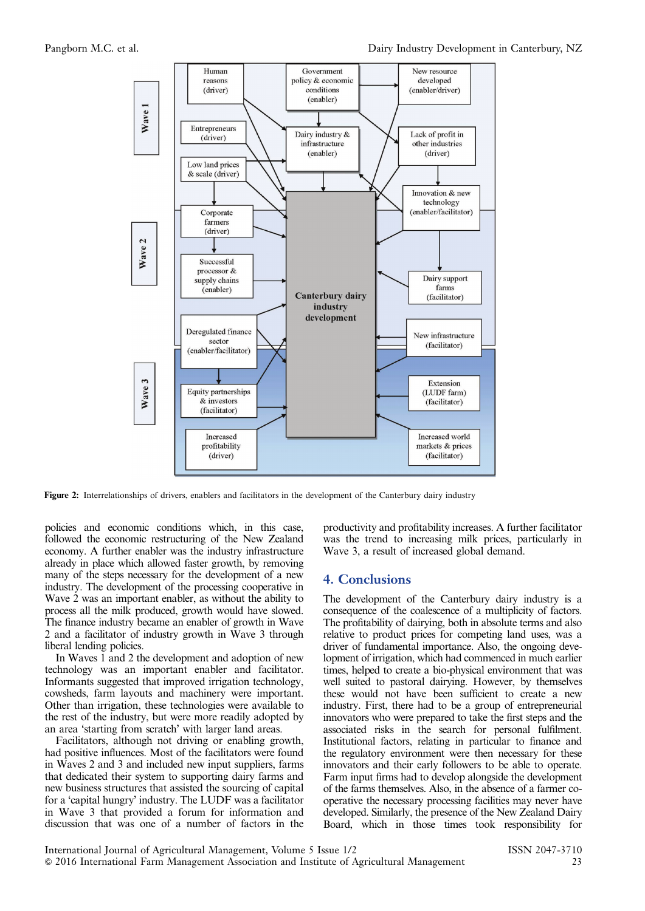Figure 2: Interrelationships of drivers, enablers and facilitators in the development of the Canterbury dairy industry

policies and economic conditions which, in this case, followed the economic restructuring of the New Zealand economy. A further enabler was the industry infrastructure already in place which allowed faster growth, by removing many of the steps necessary for the development of a new industry. The development of the processing cooperative in Wave 2 was an important enabler, as without the ability to process all the milk produced, growth would have slowed. The finance industry became an enabler of growth in Wave 2 and a facilitator of industry growth in Wave 3 through liberal lending policies.

In Waves 1 and 2 the development and adoption of new technology was an important enabler and facilitator. Informants suggested that improved irrigation technology, cowsheds, farm layouts and machinery were important. Other than irrigation, these technologies were available to the rest of the industry, but were more readily adopted by an area 'starting from scratch' with larger land areas.

Facilitators, although not driving or enabling growth, had positive influences. Most of the facilitators were found in Waves 2 and 3 and included new input suppliers, farms that dedicated their system to supporting dairy farms and new business structures that assisted the sourcing of capital for a 'capital hungry' industry. The LUDF was a facilitator in Wave 3 that provided a forum for information and discussion that was one of a number of factors in the productivity and profitability increases. A further facilitator was the trend to increasing milk prices, particularly in Wave 3, a result of increased global demand.

## 4. Conclusions

The development of the Canterbury dairy industry is a consequence of the coalescence of a multiplicity of factors. The profitability of dairying, both in absolute terms and also relative to product prices for competing land uses, was a driver of fundamental importance. Also, the ongoing development of irrigation, which had commenced in much earlier times, helped to create a bio-physical environment that was well suited to pastoral dairying. However, by themselves these would not have been sufficient to create a new industry. First, there had to be a group of entrepreneurial innovators who were prepared to take the first steps and the associated risks in the search for personal fulfilment. Institutional factors, relating in particular to finance and the regulatory environment were then necessary for these innovators and their early followers to be able to operate. Farm input firms had to develop alongside the development of the farms themselves. Also, in the absence of a farmer co-operative the necessary processing facilities may never have developed. Similarly, the presence of the New Zealand Dairy Board, which in those times took responsibility for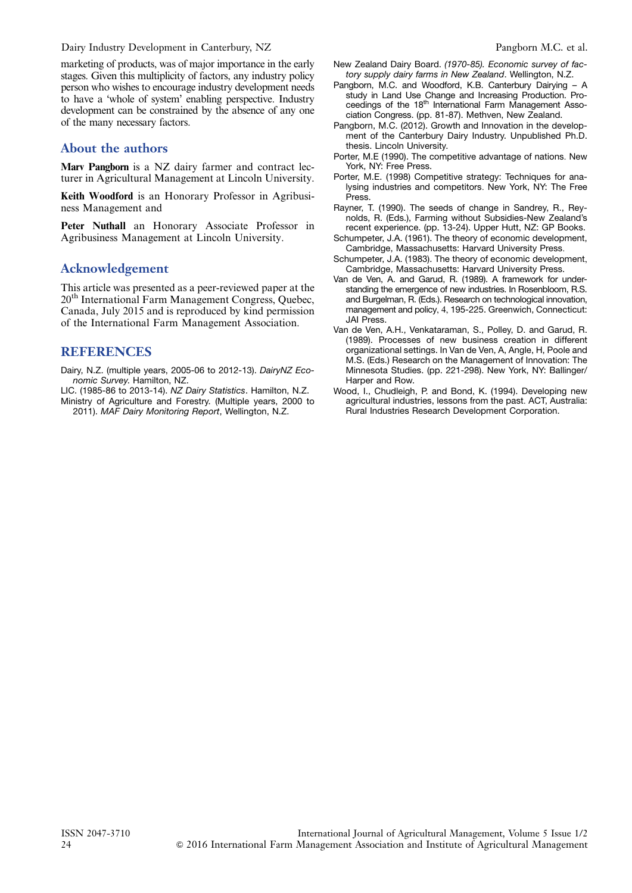marketing of products, was of major importance in the early stages. Given this multiplicity of factors, any industry policy person who wishes to encourage industry development needs to have a 'whole of system' enabling perspective. Industry development can be constrained by the absence of any one of the many necessary factors.

## About the authors

**Marv Pangborn** is a NZ dairy farmer and contract lecturer in Agricultural Management at Lincoln University.

**Keith Woodford** is an Honorary Professor in Agribusiness Management and

**Peter Nuthall** an Honorary Associate Professor in Agribusiness Management at Lincoln University.

## Acknowledgement

This article was presented as a peer-reviewed paper at the 20th International Farm Management Congress, Quebec, Canada, July 2015 and is reproduced by kind permission of the International Farm Management Association.

## REFERENCES

Dairy, N.Z. (multiple years, 2005-06 to 2012-13). *DairyNZ Economic Survey*. Hamilton, NZ.

LIC. (1985-86 to 2013-14). *NZ Dairy Statistics*. Hamilton, N.Z.

Ministry of Agriculture and Forestry. (Multiple years, 2000 to 2011). *MAF Dairy Monitoring Report*, Wellington, N.Z.

New Zealand Dairy Board. *(1970-85). Economic survey of factory supply dairy farms in New Zealand*. Wellington, N.Z.

Pangborn, M.C. and Woodford, K.B. Canterbury Dairying – A study in Land Use Change and Increasing Production. Proceedings of the 18th International Farm Management Association Congress. (pp. 81-87). Methven, New Zealand.

Pangborn, M.C. (2012). Growth and Innovation in the development of the Canterbury Dairy Industry. Unpublished Ph.D. thesis. Lincoln University.

Porter, M.E (1990). The competitive advantage of nations. New York, NY: Free Press.

Porter, M.E. (1998) Competitive strategy: Techniques for analysing industries and competitors. New York, NY: The Free Press.

Rayner, T. (1990). The seeds of change in Sandrey, R., Reynolds, R. (Eds.), Farming without Subsidies-New Zealand's recent experience. (pp. 13-24). Upper Hutt, NZ: GP Books.

Schumpeter, J.A. (1961). The theory of economic development, Cambridge, Massachusetts: Harvard University Press.

Schumpeter, J.A. (1983). The theory of economic development, Cambridge, Massachusetts: Harvard University Press.

Van de Ven, A. and Garud, R. (1989). A framework for understanding the emergence of new industries. In Rosenbloom, R.S. and Burgelman, R. (Eds.). Research on technological innovation, management and policy, 4, 195-225. Greenwich, Connecticut: JAI Press.

Van de Ven, A.H., Venkataraman, S., Polley, D. and Garud, R. (1989). Processes of new business creation in different organizational settings. In Van de Ven, A, Angle, H, Poole and M.S. (Eds.) Research on the Management of Innovation: The Minnesota Studies. (pp. 221-298). New York, NY: Ballinger/ Harper and Row.

Wood, I., Chudleigh, P. and Bond, K. (1994). Developing new agricultural industries, lessons from the past. ACT, Australia: Rural Industries Research Development Corporation.